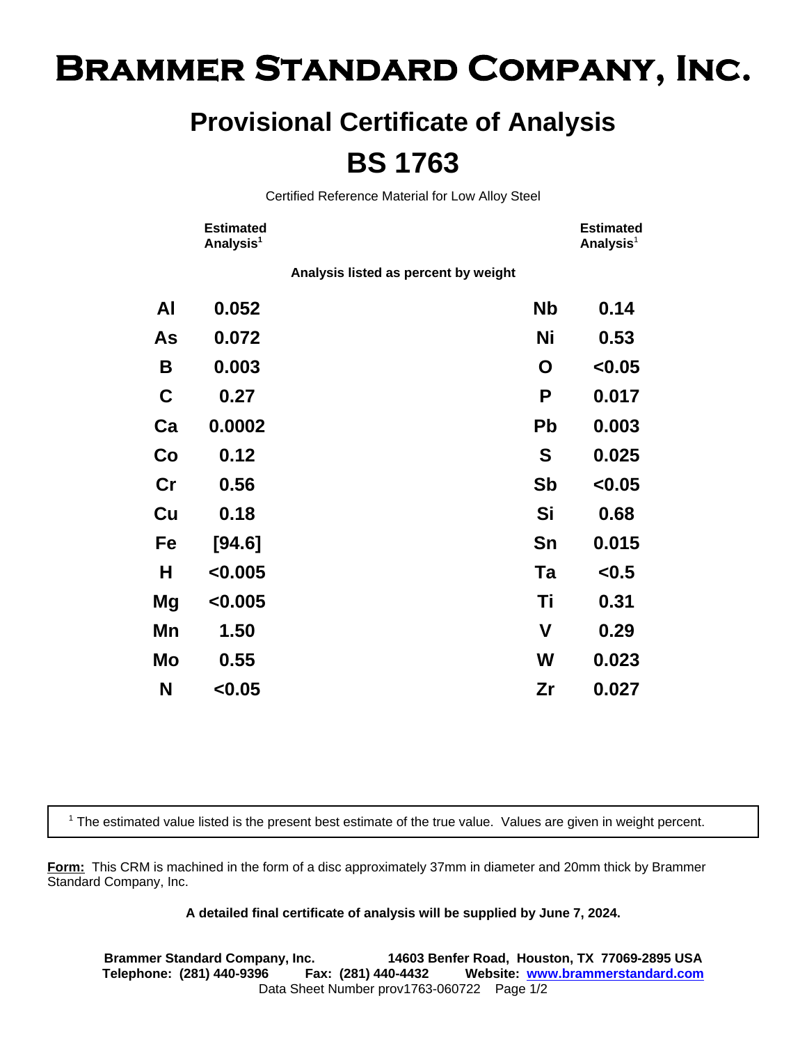# Brammer Standard Company, Inc.

## Provisional Certificate of Analysis

## BS 1763

Certified Reference Material for Low Alloy Steel

**Analysis listed as percent by weight**

| Element | Estimated Analysis[1] | Element | Estimated Analysis[1] |
|---|---|---|---|
| Al | 0.052 | Nb | 0.14 |
| As | 0.072 | Ni | 0.53 |
| B | 0.003 | O | <0.05 |
| C | 0.27 | P | 0.017 |
| Ca | 0.0002 | Pb | 0.003 |
| Co | 0.12 | S | 0.025 |
| Cr | 0.56 | Sb | <0.05 |
| Cu | 0.18 | Si | 0.68 |
| Fe | [94.6] | Sn | 0.015 |
| H | <0.005 | Ta | <0.5 |
| Mg | <0.005 | Ti | 0.31 |
| Mn | 1.50 | V | 0.29 |
| Mo | 0.55 | W | 0.023 |
| N | <0.05 | Zr | 0.027 |

[1] The estimated value listed is the present best estimate of the true value. Values are given in weight percent.

**Form:** This CRM is machined in the form of a disc approximately 37mm in diameter and 20mm thick by Brammer Standard Company, Inc.

**A detailed final certificate of analysis will be supplied by June 7, 2024.**

**Brammer Standard Company, Inc.** **14603 Benfer Road, Houston, TX 77069-2895 USA**
**Telephone: (281) 440-9396** **Fax: (281) 440-4432** **Website: www.brammerstandard.com**
Data Sheet Number prov1763-060722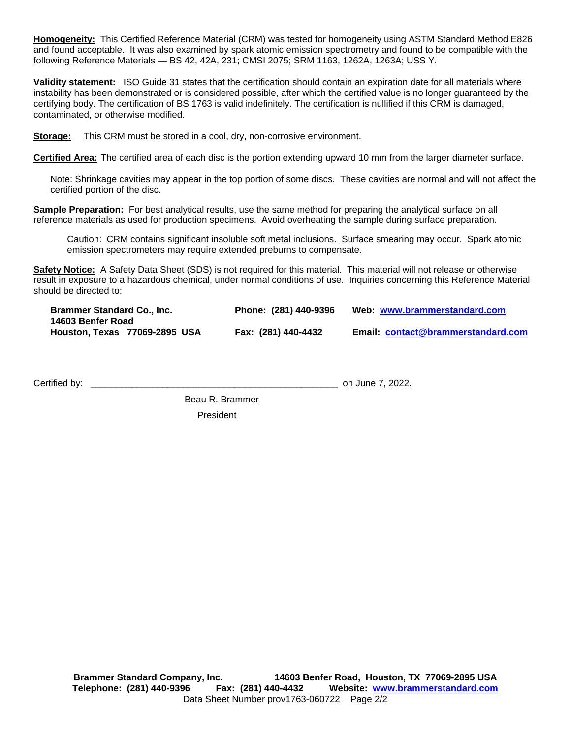**Homogeneity:** This Certified Reference Material (CRM) was tested for homogeneity using ASTM Standard Method E826 and found acceptable. It was also examined by spark atomic emission spectrometry and found to be compatible with the following Reference Materials — BS 42, 42A, 231; CMSI 2075; SRM 1163, 1262A, 1263A; USS Y.

**Validity statement:** ISO Guide 31 states that the certification should contain an expiration date for all materials where instability has been demonstrated or is considered possible, after which the certified value is no longer guaranteed by the certifying body. The certification of BS 1763 is valid indefinitely. The certification is nullified if this CRM is damaged, contaminated, or otherwise modified.

**Storage:** This CRM must be stored in a cool, dry, non-corrosive environment.

**Certified Area:** The certified area of each disc is the portion extending upward 10 mm from the larger diameter surface.

> Note: Shrinkage cavities may appear in the top portion of some discs. These cavities are normal and will not affect the certified portion of the disc.

**Sample Preparation:** For best analytical results, use the same method for preparing the analytical surface on all reference materials as used for production specimens. Avoid overheating the sample during surface preparation.

> Caution: CRM contains significant insoluble soft metal inclusions. Surface smearing may occur. Spark atomic emission spectrometers may require extended preburns to compensate.

**Safety Notice:** A Safety Data Sheet (SDS) is not required for this material. This material will not release or otherwise result in exposure to a hazardous chemical, under normal conditions of use. Inquiries concerning this Reference Material should be directed to:

| | | |
|---|---|---|
| **Brammer Standard Co., Inc.** | **Phone: (281) 440-9396** | **Web: www.brammerstandard.com** |
| **14603 Benfer Road** | | |
| **Houston, Texas 77069-2895 USA** | **Fax: (281) 440-4432** | **Email: contact@brammerstandard.com** |

Certified by: ________________________________________________ on June 7, 2022.

Beau R. Brammer

President

**Brammer Standard Company, Inc.** **14603 Benfer Road, Houston, TX 77069-2895 USA**
**Telephone: (281) 440-9396** **Fax: (281) 440-4432** **Website: www.brammerstandard.com**
Data Sheet Number prov1763-060722